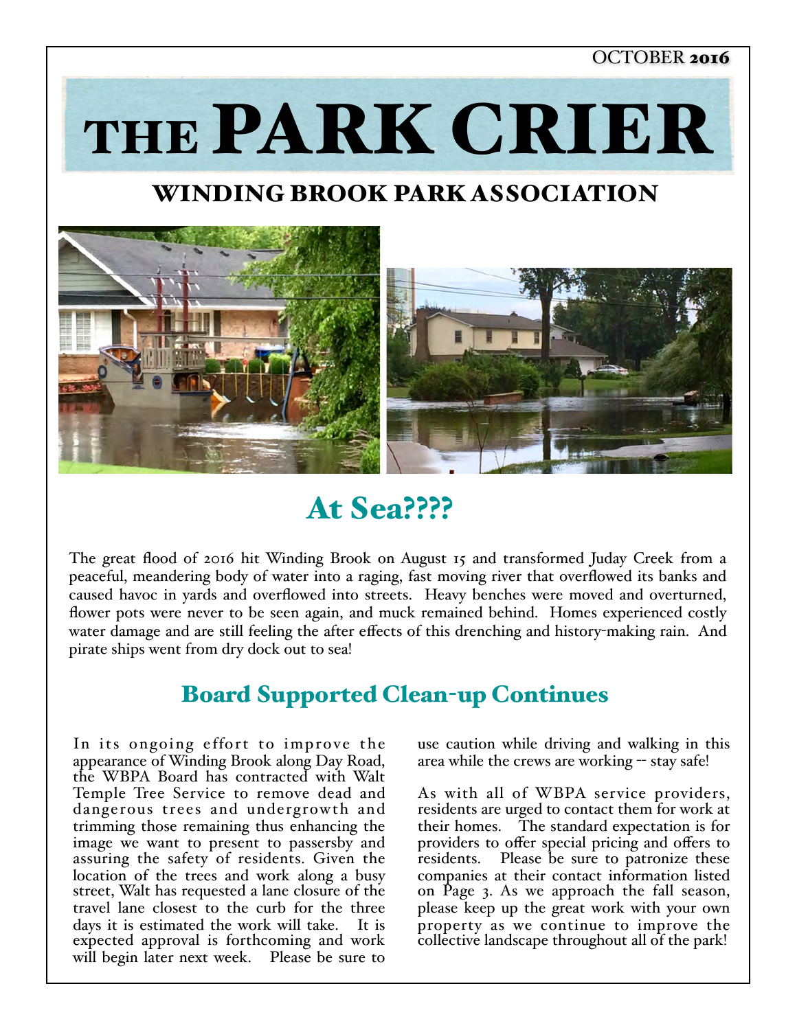OCTOBER 2016

# THE PARK CRIER

## WINDING BROOK PARK ASSOCIATION

## At Sea????

The great flood of 2016 hit Winding Brook on August 15 and transformed Juday Creek from a peaceful, meandering body of water into a raging, fast moving river that overflowed its banks and caused havoc in yards and overflowed into streets. Heavy benches were moved and overturned, flower pots were never to be seen again, and muck remained behind. Homes experienced costly water damage and are still feeling the after effects of this drenching and history-making rain. And pirate ships went from dry dock out to sea!

## Board Supported Clean-up Continues

In its ongoing effort to improve the appearance of Winding Brook along Day Road, the WBPA Board has contracted with Walt Temple Tree Service to remove dead and dangerous trees and undergrowth and trimming those remaining thus enhancing the image we want to present to passersby and assuring the safety of residents. Given the location of the trees and work along a busy street, Walt has requested a lane closure of the travel lane closest to the curb for the three days it is estimated the work will take. It is expected approval is forthcoming and work will begin later next week. Please be sure to use caution while driving and walking in this area while the crews are working -- stay safe!

As with all of WBPA service providers, residents are urged to contact them for work at their homes. The standard expectation is for providers to offer special pricing and offers to residents. Please be sure to patronize these companies at their contact information listed on Page 3. As we approach the fall season, please keep up the great work with your own property as we continue to improve the collective landscape throughout all of the park!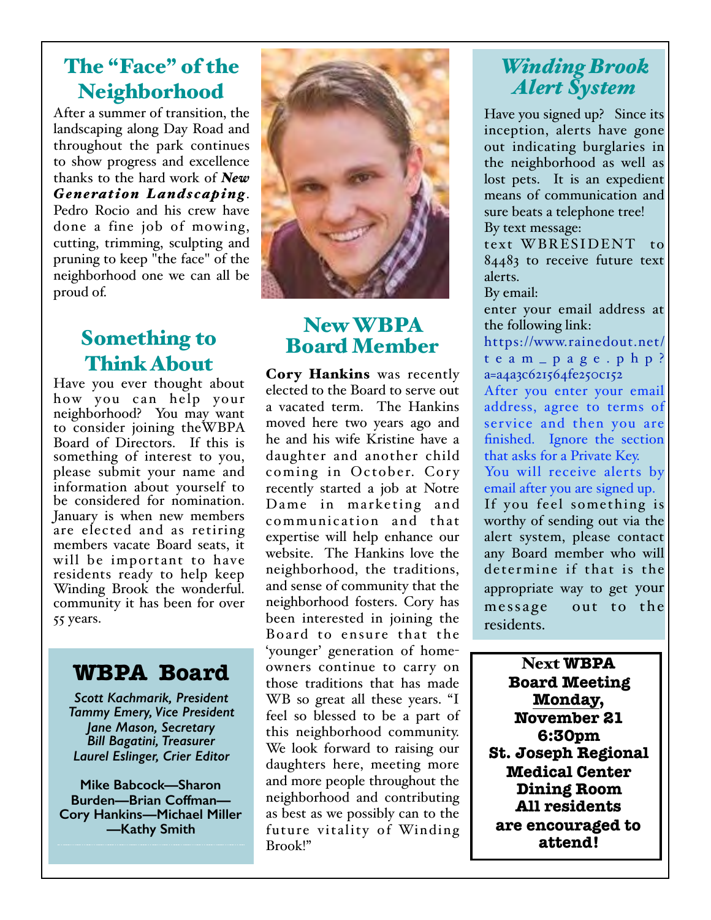## The "Face" of the Neighborhood

After a summer of transition, the landscaping along Day Road and throughout the park continues to show progress and excellence thanks to the hard work of ***New Generation Landscaping***. Pedro Rocio and his crew have done a fine job of mowing, cutting, trimming, sculpting and pruning to keep "the face" of the neighborhood one we can all be proud of.

## Something to Think About

Have you ever thought about how you can help your neighborhood? You may want to consider joining theWBPA Board of Directors. If this is something of interest to you, please submit your name and information about yourself to be considered for nomination. January is when new members are elected and as retiring members vacate Board seats, it will be important to have residents ready to help keep Winding Brook the wonderful. community it has been for over 55 years.

## WBPA Board

*Scott Kachmarik, President*
*Tammy Emery, Vice President*
*Jane Mason, Secretary*
*Bill Bagatini, Treasurer*
*Laurel Eslinger, Crier Editor*

**Mike Babcock—Sharon Burden—Brian Coffman—Cory Hankins—Michael Miller—Kathy Smith**

## New WBPA Board Member

**Cory Hankins** was recently elected to the Board to serve out a vacated term. The Hankins moved here two years ago and he and his wife Kristine have a daughter and another child coming in October. Cory recently started a job at Notre Dame in marketing and communication and that expertise will help enhance our website. The Hankins love the neighborhood, the traditions, and sense of community that the neighborhood fosters. Cory has been interested in joining the Board to ensure that the 'younger' generation of home-owners continue to carry on those traditions that has made WB so great all these years. "I feel so blessed to be a part of this neighborhood community. We look forward to raising our daughters here, meeting more and more people throughout the neighborhood and contributing as best as we possibly can to the future vitality of Winding Brook!"

## *Winding Brook Alert System*

Have you signed up? Since its inception, alerts have gone out indicating burglaries in the neighborhood as well as lost pets. It is an expedient means of communication and sure beats a telephone tree!

By text message:
text WBRESIDENT to 84483 to receive future text alerts.

By email:
enter your email address at the following link:
https://www.rainedout.net/team_page.php?a=a4a3c621564fe250c152

After you enter your email address, agree to terms of service and then you are finished. Ignore the section that asks for a Private Key.
You will receive alerts by email after you are signed up.

If you feel something is worthy of sending out via the alert system, please contact any Board member who will determine if that is the appropriate way to get your message out to the residents.

**Next WBPA Board Meeting**
**Monday, November 21**
**6:30pm**
**St. Joseph Regional Medical Center Dining Room**
**All residents are encouraged to attend!**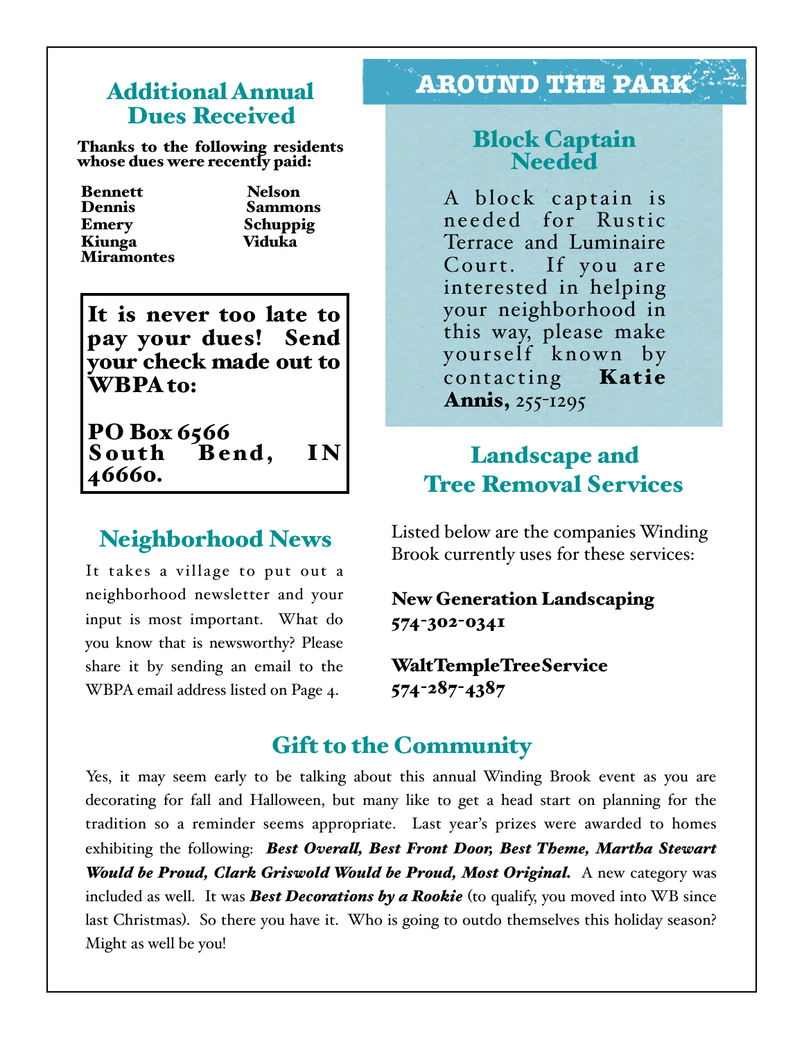## Additional Annual Dues Received

**Thanks to the following residents whose dues were recently paid:**

**Bennett**
**Dennis**
**Emery**
**Kiunga**
**Miramontes**
**Nelson**
**Sammons**
**Schuppig**
**Viduka**

**It is never too late to pay your dues! Send your check made out to WBPA to:**

**PO Box 6566**
**South Bend, IN 46660.**

## Neighborhood News

It takes a village to put out a neighborhood newsletter and your input is most important. What do you know that is newsworthy? Please share it by sending an email to the WBPA email address listed on Page 4.

# AROUND THE PARK

## Block Captain Needed

A block captain is needed for Rustic Terrace and Luminaire Court. If you are interested in helping your neighborhood in this way, please make yourself known by contacting **Katie Annis,** 255-1295

## Landscape and Tree Removal Services

Listed below are the companies Winding Brook currently uses for these services:

**New Generation Landscaping**
**574-302-0341**

**Walt Temple Tree Service**
**574-287-4387**

## Gift to the Community

Yes, it may seem early to be talking about this annual Winding Brook event as you are decorating for fall and Halloween, but many like to get a head start on planning for the tradition so a reminder seems appropriate. Last year's prizes were awarded to homes exhibiting the following: ***Best Overall, Best Front Door, Best Theme, Martha Stewart Would be Proud, Clark Griswold Would be Proud, Most Original.*** A new category was included as well. It was ***Best Decorations by a Rookie*** (to qualify, you moved into WB since last Christmas). So there you have it. Who is going to outdo themselves this holiday season? Might as well be you!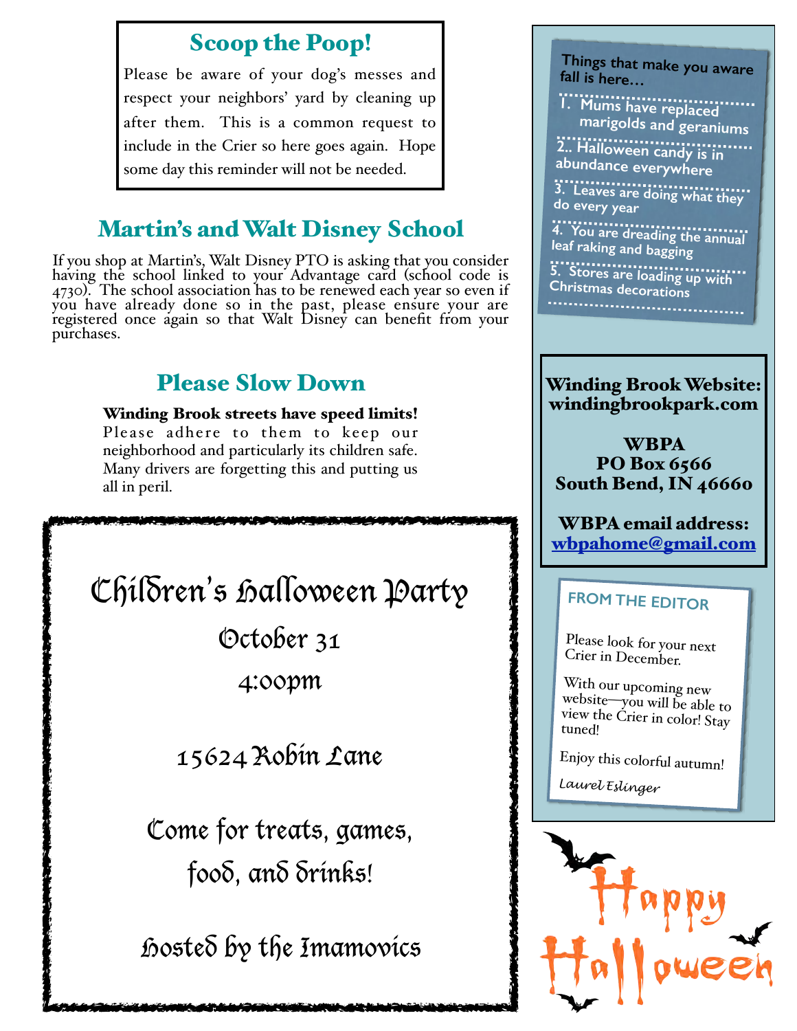## Scoop the Poop!

Please be aware of your dog's messes and respect your neighbors' yard by cleaning up after them. This is a common request to include in the Crier so here goes again. Hope some day this reminder will not be needed.

## Martin's and Walt Disney School

If you shop at Martin's, Walt Disney PTO is asking that you consider having the school linked to your Advantage card (school code is 4730). The school association has to be renewed each year so even if you have already done so in the past, please ensure your are registered once again so that Walt Disney can benefit from your purchases.

## Please Slow Down

**Winding Brook streets have speed limits!** Please adhere to them to keep our neighborhood and particularly its children safe. Many drivers are forgetting this and putting us all in peril.

# Children's Halloween Party

October 31

4:00pm

15624 Robin Lane

Come for treats, games, food, and drinks!

Hosted by the Imamovics

**Things that make you aware fall is here…**

1. Mums have replaced marigolds and geraniums
2. Halloween candy is in abundance everywhere
3. Leaves are doing what they do every year
4. You are dreading the annual leaf raking and bagging
5. Stores are loading up with Christmas decorations

**Winding Brook Website: windingbrookpark.com**

**WBPA**
**PO Box 6566**
**South Bend, IN 46660**

**WBPA email address:**
**wbpahome@gmail.com**

### FROM THE EDITOR

Please look for your next Crier in December.

With our upcoming new website—you will be able to view the Crier in color! Stay tuned!

Enjoy this colorful autumn!

*Laurel Eslinger*

Happy Halloween